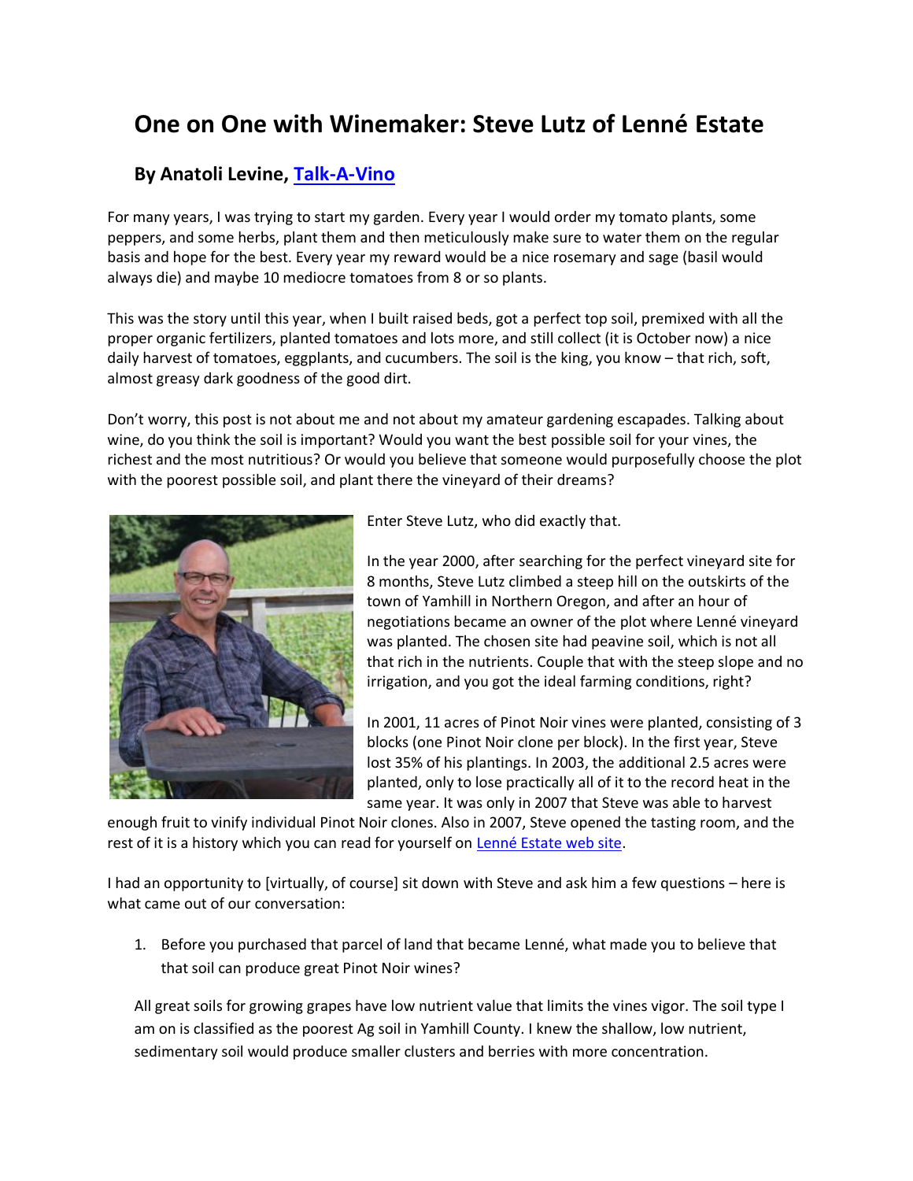# One on One with Winemaker: Steve Lutz of Lenné Estate

## By Anatoli Levine, Talk-A-Vino

For many years, I was trying to start my garden. Every year I would order my tomato plants, some peppers, and some herbs, plant them and then meticulously make sure to water them on the regular basis and hope for the best. Every year my reward would be a nice rosemary and sage (basil would always die) and maybe 10 mediocre tomatoes from 8 or so plants.

This was the story until this year, when I built raised beds, got a perfect top soil, premixed with all the proper organic fertilizers, planted tomatoes and lots more, and still collect (it is October now) a nice daily harvest of tomatoes, eggplants, and cucumbers. The soil is the king, you know – that rich, soft, almost greasy dark goodness of the good dirt.

Don't worry, this post is not about me and not about my amateur gardening escapades. Talking about wine, do you think the soil is important? Would you want the best possible soil for your vines, the richest and the most nutritious? Or would you believe that someone would purposefully choose the plot with the poorest possible soil, and plant there the vineyard of their dreams?

Enter Steve Lutz, who did exactly that.

In the year 2000, after searching for the perfect vineyard site for 8 months, Steve Lutz climbed a steep hill on the outskirts of the town of Yamhill in Northern Oregon, and after an hour of negotiations became an owner of the plot where Lenné vineyard was planted. The chosen site had peavine soil, which is not all that rich in the nutrients. Couple that with the steep slope and no irrigation, and you got the ideal farming conditions, right?

In 2001, 11 acres of Pinot Noir vines were planted, consisting of 3 blocks (one Pinot Noir clone per block). In the first year, Steve lost 35% of his plantings. In 2003, the additional 2.5 acres were planted, only to lose practically all of it to the record heat in the same year. It was only in 2007 that Steve was able to harvest enough fruit to vinify individual Pinot Noir clones. Also in 2007, Steve opened the tasting room, and the rest of it is a history which you can read for yourself on Lenné Estate web site.

I had an opportunity to [virtually, of course] sit down with Steve and ask him a few questions – here is what came out of our conversation:

1. Before you purchased that parcel of land that became Lenné, what made you to believe that that soil can produce great Pinot Noir wines?

All great soils for growing grapes have low nutrient value that limits the vines vigor. The soil type I am on is classified as the poorest Ag soil in Yamhill County. I knew the shallow, low nutrient, sedimentary soil would produce smaller clusters and berries with more concentration.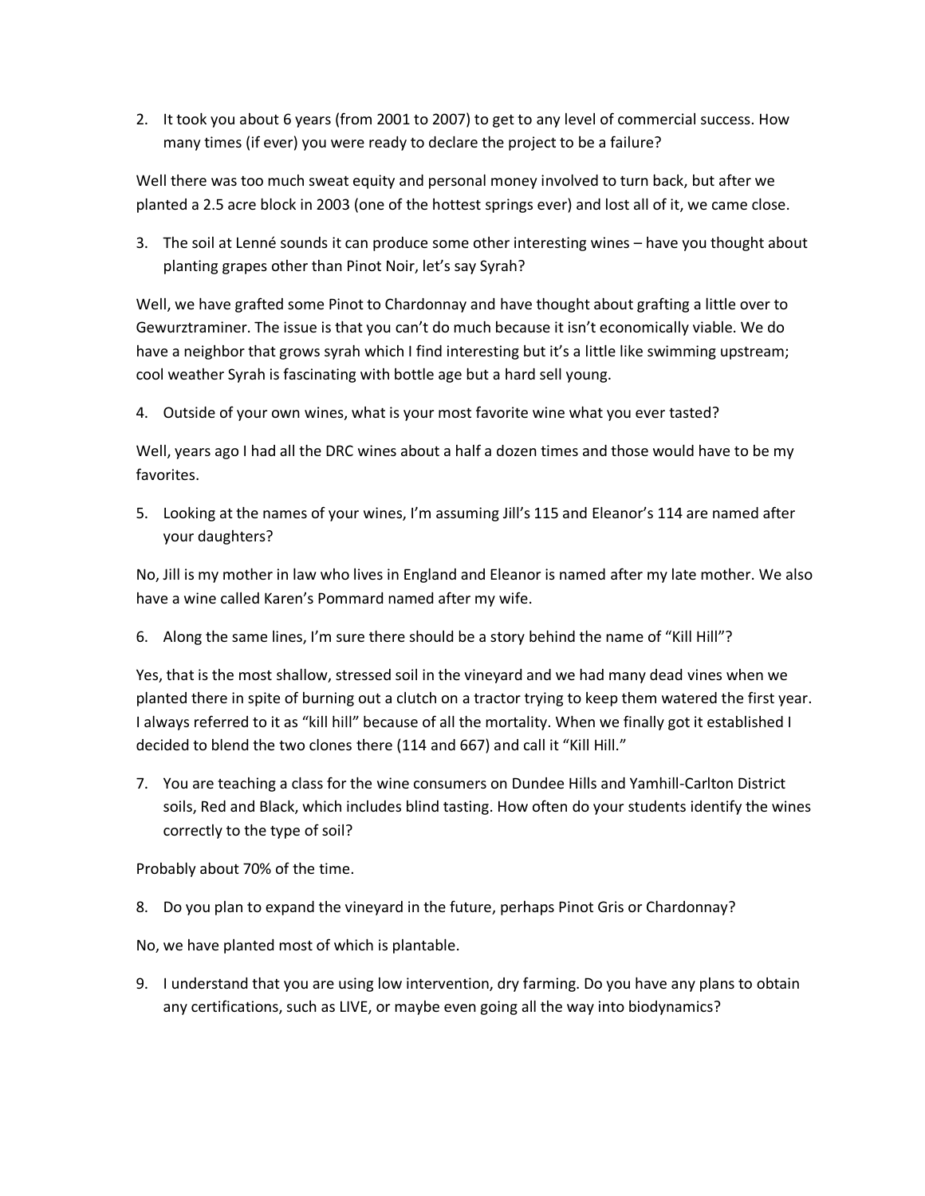2. It took you about 6 years (from 2001 to 2007) to get to any level of commercial success. How many times (if ever) you were ready to declare the project to be a failure?

Well there was too much sweat equity and personal money involved to turn back, but after we planted a 2.5 acre block in 2003 (one of the hottest springs ever) and lost all of it, we came close.

3. The soil at Lenné sounds it can produce some other interesting wines – have you thought about planting grapes other than Pinot Noir, let's say Syrah?

Well, we have grafted some Pinot to Chardonnay and have thought about grafting a little over to Gewurztraminer. The issue is that you can't do much because it isn't economically viable. We do have a neighbor that grows syrah which I find interesting but it's a little like swimming upstream; cool weather Syrah is fascinating with bottle age but a hard sell young.

4. Outside of your own wines, what is your most favorite wine what you ever tasted?

Well, years ago I had all the DRC wines about a half a dozen times and those would have to be my favorites.

5. Looking at the names of your wines, I'm assuming Jill's 115 and Eleanor's 114 are named after your daughters?

No, Jill is my mother in law who lives in England and Eleanor is named after my late mother. We also have a wine called Karen's Pommard named after my wife.

6. Along the same lines, I'm sure there should be a story behind the name of "Kill Hill"?

Yes, that is the most shallow, stressed soil in the vineyard and we had many dead vines when we planted there in spite of burning out a clutch on a tractor trying to keep them watered the first year. I always referred to it as "kill hill" because of all the mortality. When we finally got it established I decided to blend the two clones there (114 and 667) and call it "Kill Hill."

7. You are teaching a class for the wine consumers on Dundee Hills and Yamhill-Carlton District soils, Red and Black, which includes blind tasting. How often do your students identify the wines correctly to the type of soil?

Probably about 70% of the time.

8. Do you plan to expand the vineyard in the future, perhaps Pinot Gris or Chardonnay?

No, we have planted most of which is plantable.

9. I understand that you are using low intervention, dry farming. Do you have any plans to obtain any certifications, such as LIVE, or maybe even going all the way into biodynamics?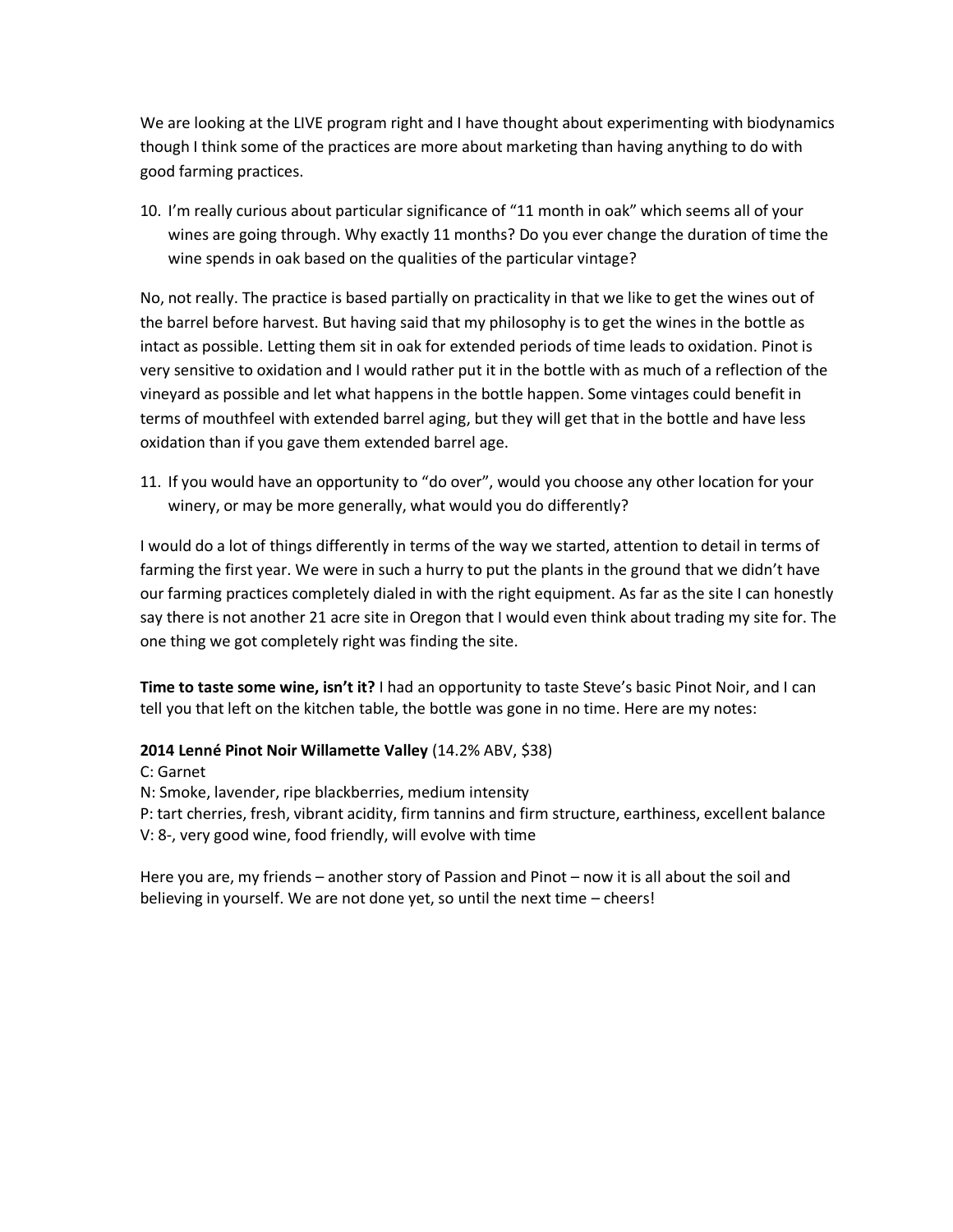We are looking at the LIVE program right and I have thought about experimenting with biodynamics though I think some of the practices are more about marketing than having anything to do with good farming practices.

10. I'm really curious about particular significance of "11 month in oak" which seems all of your wines are going through. Why exactly 11 months? Do you ever change the duration of time the wine spends in oak based on the qualities of the particular vintage?

No, not really. The practice is based partially on practicality in that we like to get the wines out of the barrel before harvest. But having said that my philosophy is to get the wines in the bottle as intact as possible. Letting them sit in oak for extended periods of time leads to oxidation. Pinot is very sensitive to oxidation and I would rather put it in the bottle with as much of a reflection of the vineyard as possible and let what happens in the bottle happen. Some vintages could benefit in terms of mouthfeel with extended barrel aging, but they will get that in the bottle and have less oxidation than if you gave them extended barrel age.

11. If you would have an opportunity to "do over", would you choose any other location for your winery, or may be more generally, what would you do differently?

I would do a lot of things differently in terms of the way we started, attention to detail in terms of farming the first year. We were in such a hurry to put the plants in the ground that we didn't have our farming practices completely dialed in with the right equipment. As far as the site I can honestly say there is not another 21 acre site in Oregon that I would even think about trading my site for. The one thing we got completely right was finding the site.

**Time to taste some wine, isn't it?** I had an opportunity to taste Steve's basic Pinot Noir, and I can tell you that left on the kitchen table, the bottle was gone in no time. Here are my notes:

**2014 Lenné Pinot Noir Willamette Valley** (14.2% ABV, $38)
C: Garnet
N: Smoke, lavender, ripe blackberries, medium intensity
P: tart cherries, fresh, vibrant acidity, firm tannins and firm structure, earthiness, excellent balance
V: 8-, very good wine, food friendly, will evolve with time

Here you are, my friends – another story of Passion and Pinot – now it is all about the soil and believing in yourself. We are not done yet, so until the next time – cheers!